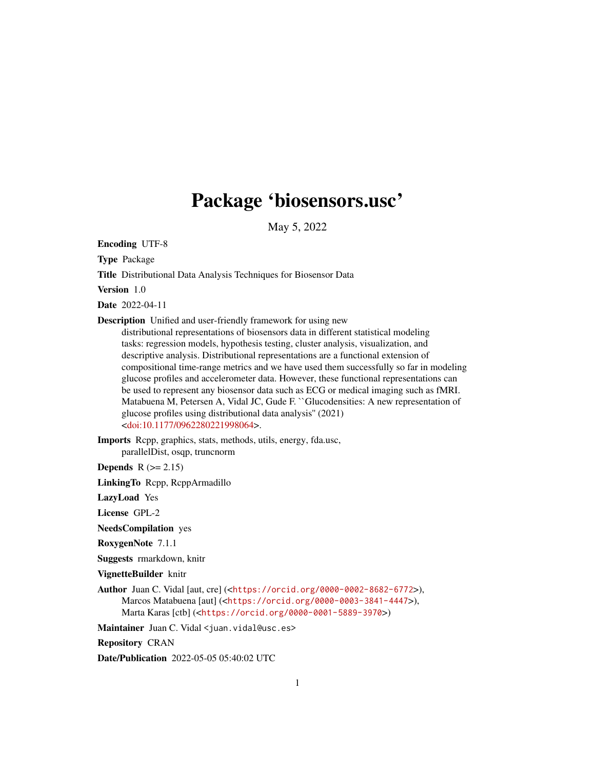# Package ‘biosensors.usc’

May 5, 2022

**Encoding** UTF-8

**Type** Package

**Title** Distributional Data Analysis Techniques for Biosensor Data

**Version** 1.0

**Date** 2022-04-11

**Description** Unified and user-friendly framework for using new distributional representations of biosensors data in different statistical modeling tasks: regression models, hypothesis testing, cluster analysis, visualization, and descriptive analysis. Distributional representations are a functional extension of compositional time-range metrics and we have used them successfully so far in modeling glucose profiles and accelerometer data. However, these functional representations can be used to represent any biosensor data such as ECG or medical imaging such as fMRI. Matabuena M, Petersen A, Vidal JC, Gude F. ``Glucodensities: A new representation of glucose profiles using distributional data analysis'' (2021) <doi:10.1177/0962280221998064>.

**Imports** Rcpp, graphics, stats, methods, utils, energy, fda.usc, parallelDist, osqp, truncnorm

**Depends** R (>= 2.15)

**LinkingTo** Rcpp, RcppArmadillo

**LazyLoad** Yes

**License** GPL-2

**NeedsCompilation** yes

**RoxygenNote** 7.1.1

**Suggests** rmarkdown, knitr

**VignetteBuilder** knitr

**Author** Juan C. Vidal [aut, cre] (<https://orcid.org/0000-0002-8682-6772>), Marcos Matabuena [aut] (<https://orcid.org/0000-0003-3841-4447>), Marta Karas [ctb] (<https://orcid.org/0000-0001-5889-3970>)

**Maintainer** Juan C. Vidal <juan.vidal@usc.es>

**Repository** CRAN

**Date/Publication** 2022-05-05 05:40:02 UTC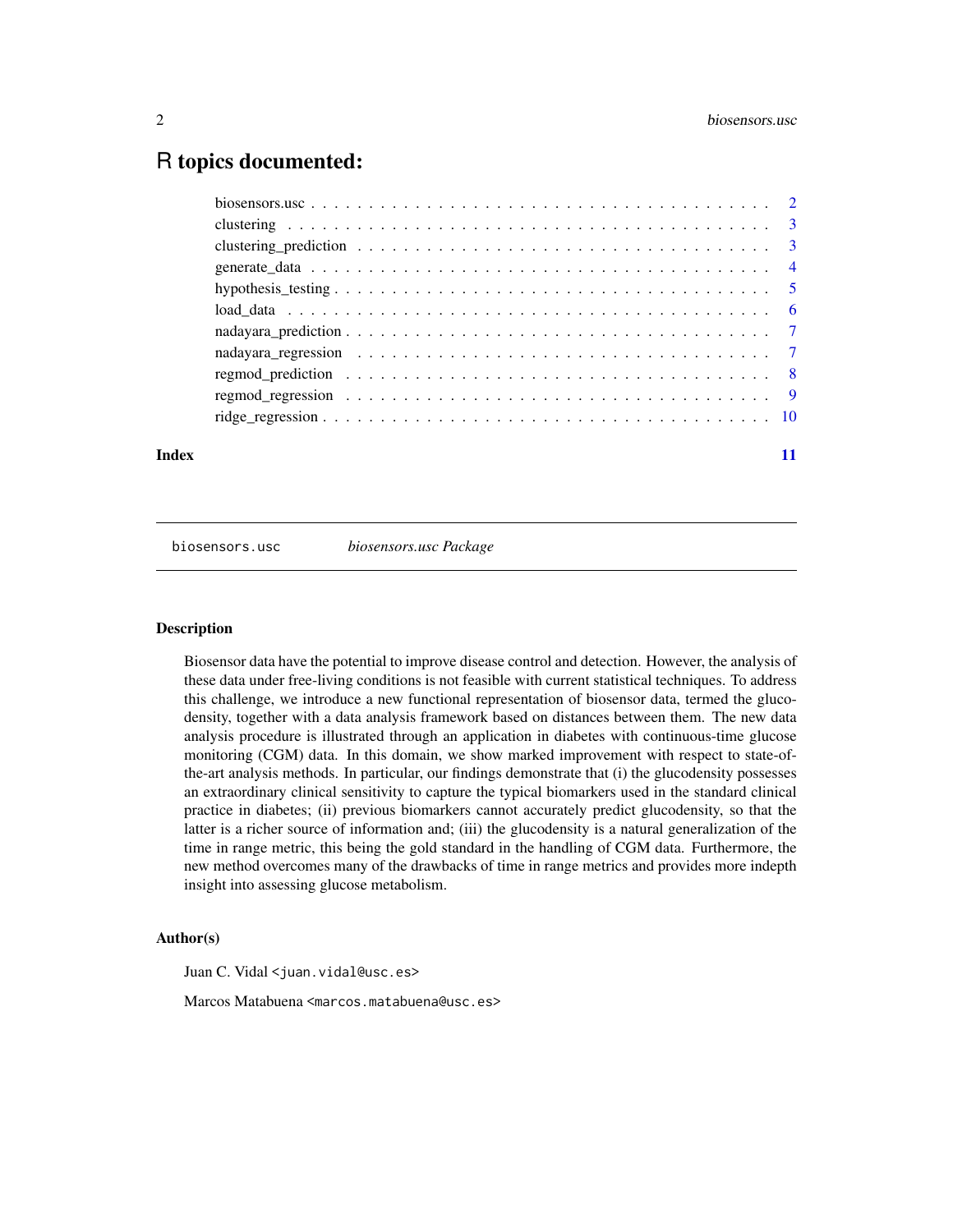# R topics documented:

| | |
|---|---|
| biosensors.usc | 2 |
| clustering | 3 |
| clustering_prediction | 3 |
| generate_data | 4 |
| hypothesis_testing | 5 |
| load_data | 6 |
| nadayara_prediction | 7 |
| nadayara_regression | 7 |
| regmod_prediction | 8 |
| regmod_regression | 9 |
| ridge_regression | 10 |
| **Index** | **11** |

---

`biosensors.usc` *biosensors.usc Package*

---

### Description

Biosensor data have the potential to improve disease control and detection. However, the analysis of these data under free-living conditions is not feasible with current statistical techniques. To address this challenge, we introduce a new functional representation of biosensor data, termed the glucodensity, together with a data analysis framework based on distances between them. The new data analysis procedure is illustrated through an application in diabetes with continuous-time glucose monitoring (CGM) data. In this domain, we show marked improvement with respect to state-of-the-art analysis methods. In particular, our findings demonstrate that (i) the glucodensity possesses an extraordinary clinical sensitivity to capture the typical biomarkers used in the standard clinical practice in diabetes; (ii) previous biomarkers cannot accurately predict glucodensity, so that the latter is a richer source of information and; (iii) the glucodensity is a natural generalization of the time in range metric, this being the gold standard in the handling of CGM data. Furthermore, the new method overcomes many of the drawbacks of time in range metrics and provides more indepth insight into assessing glucose metabolism.

### Author(s)

Juan C. Vidal <juan.vidal@usc.es>

Marcos Matabuena <marcos.matabuena@usc.es>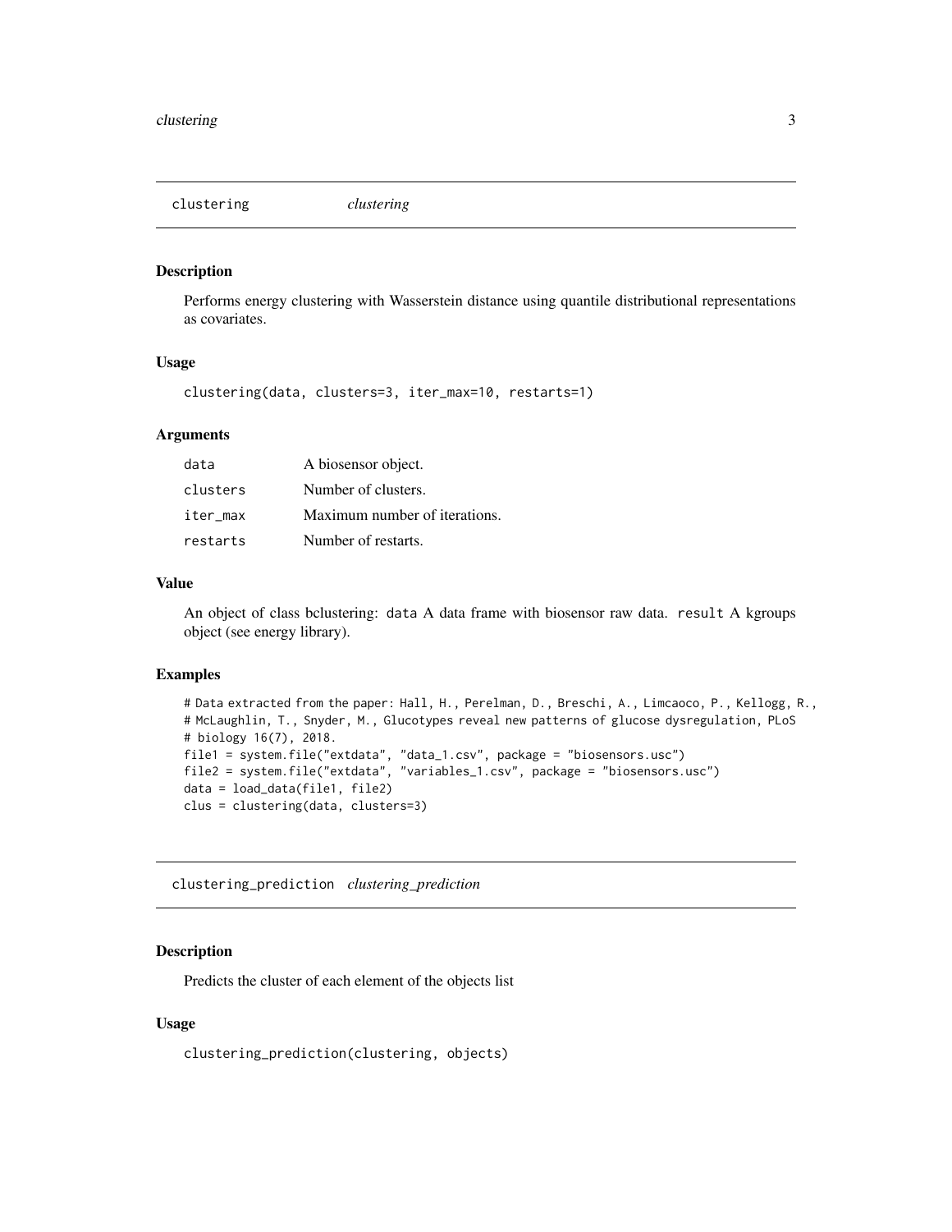## clustering *clustering*

### Description

Performs energy clustering with Wasserstein distance using quantile distributional representations as covariates.

### Usage

```
clustering(data, clusters=3, iter_max=10, restarts=1)
```

### Arguments

| | |
|---|---|
| data | A biosensor object. |
| clusters | Number of clusters. |
| iter_max | Maximum number of iterations. |
| restarts | Number of restarts. |

### Value

An object of class bclustering: `data` A data frame with biosensor raw data. `result` A kgroups object (see energy library).

### Examples

```
# Data extracted from the paper: Hall, H., Perelman, D., Breschi, A., Limcaoco, P., Kellogg, R.,
# McLaughlin, T., Snyder, M., Glucotypes reveal new patterns of glucose dysregulation, PLoS
# biology 16(7), 2018.
file1 = system.file("extdata", "data_1.csv", package = "biosensors.usc")
file2 = system.file("extdata", "variables_1.csv", package = "biosensors.usc")
data = load_data(file1, file2)
clus = clustering(data, clusters=3)
```

## clustering_prediction *clustering_prediction*

### Description

Predicts the cluster of each element of the objects list

### Usage

```
clustering_prediction(clustering, objects)
```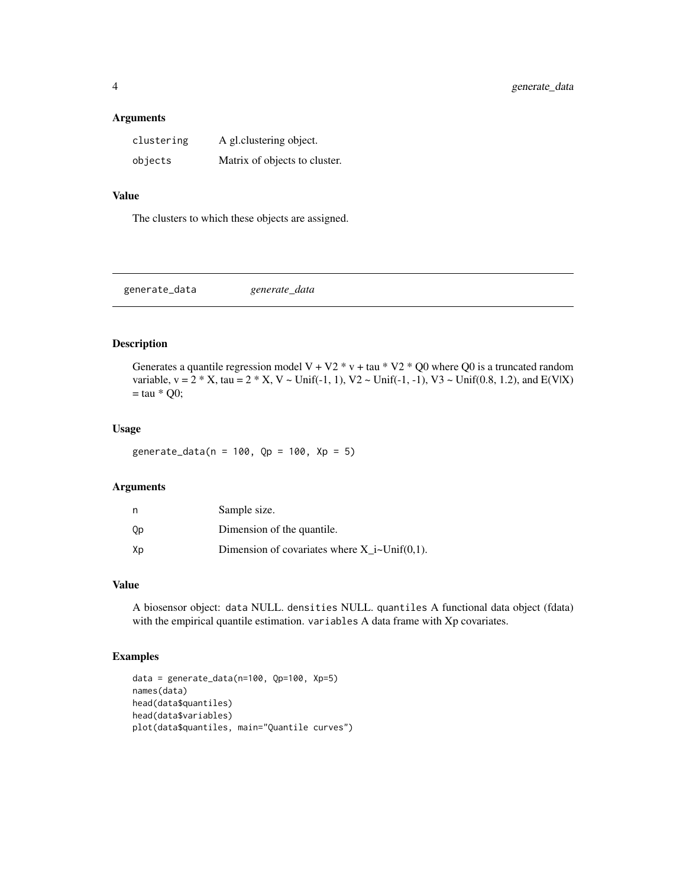### Arguments

| | |
|---|---|
| `clustering` | A gl.clustering object. |
| `objects` | Matrix of objects to cluster. |

### Value

The clusters to which these objects are assigned.

---

## generate_data &nbsp;&nbsp;&nbsp; *generate_data*

---

### Description

Generates a quantile regression model V + V2 * v + tau * V2 * Q0 where Q0 is a truncated random variable, v = 2 * X, tau = 2 * X, V ~ Unif(-1, 1), V2 ~ Unif(-1, -1), V3 ~ Unif(0.8, 1.2), and E(V|X) = tau * Q0;

### Usage

```
generate_data(n = 100, Qp = 100, Xp = 5)
```

### Arguments

| | |
|---|---|
| `n` | Sample size. |
| `Qp` | Dimension of the quantile. |
| `Xp` | Dimension of covariates where X_i~Unif(0,1). |

### Value

A biosensor object: `data` NULL. `densities` NULL. `quantiles` A functional data object (fdata) with the empirical quantile estimation. `variables` A data frame with Xp covariates.

### Examples

```
data = generate_data(n=100, Qp=100, Xp=5)
names(data)
head(data$quantiles)
head(data$variables)
plot(data$quantiles, main="Quantile curves")
```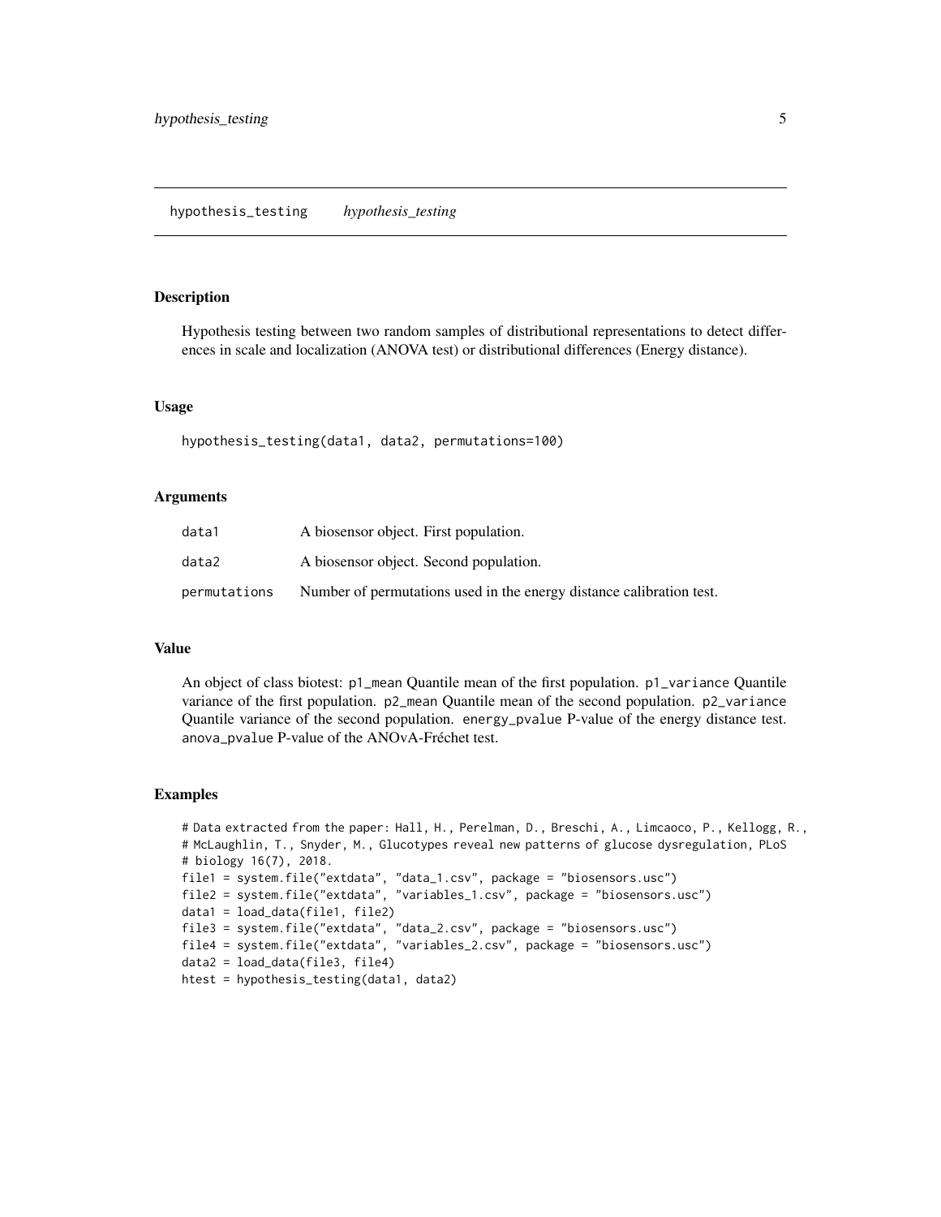# hypothesis_testing *hypothesis_testing*

## Description

Hypothesis testing between two random samples of distributional representations to detect differences in scale and localization (ANOVA test) or distributional differences (Energy distance).

## Usage

```
hypothesis_testing(data1, data2, permutations=100)
```

## Arguments

| | |
|---|---|
| data1 | A biosensor object. First population. |
| data2 | A biosensor object. Second population. |
| permutations | Number of permutations used in the energy distance calibration test. |

## Value

An object of class biotest: p1_mean Quantile mean of the first population. p1_variance Quantile variance of the first population. p2_mean Quantile mean of the second population. p2_variance Quantile variance of the second population. energy_pvalue P-value of the energy distance test. anova_pvalue P-value of the ANOvA-Fréchet test.

## Examples

```
# Data extracted from the paper: Hall, H., Perelman, D., Breschi, A., Limcaoco, P., Kellogg, R.,
# McLaughlin, T., Snyder, M., Glucotypes reveal new patterns of glucose dysregulation, PLoS
# biology 16(7), 2018.
file1 = system.file("extdata", "data_1.csv", package = "biosensors.usc")
file2 = system.file("extdata", "variables_1.csv", package = "biosensors.usc")
data1 = load_data(file1, file2)
file3 = system.file("extdata", "data_2.csv", package = "biosensors.usc")
file4 = system.file("extdata", "variables_2.csv", package = "biosensors.usc")
data2 = load_data(file3, file4)
htest = hypothesis_testing(data1, data2)
```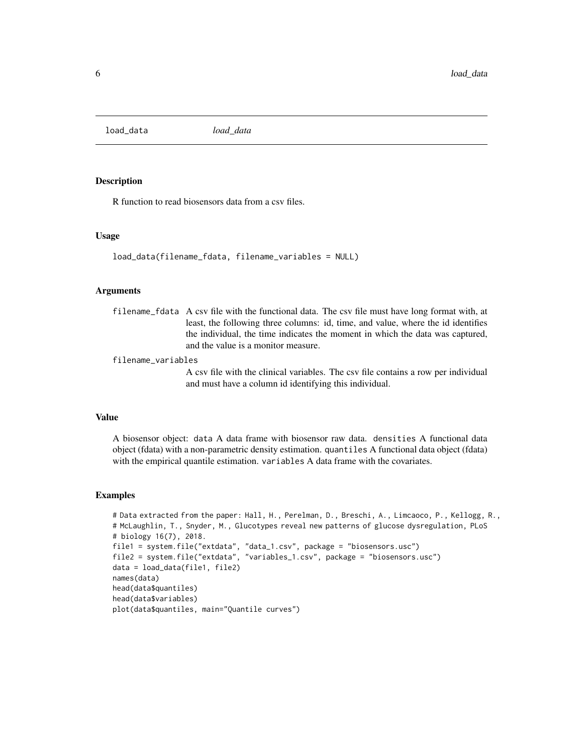# load_data *load_data*

## Description

R function to read biosensors data from a csv files.

## Usage

```
load_data(filename_fdata, filename_variables = NULL)
```

## Arguments

filename_fdata
: A csv file with the functional data. The csv file must have long format with, at least, the following three columns: id, time, and value, where the id identifies the individual, the time indicates the moment in which the data was captured, and the value is a monitor measure.

filename_variables
: A csv file with the clinical variables. The csv file contains a row per individual and must have a column id identifying this individual.

## Value

A biosensor object: `data` A data frame with biosensor raw data. `densities` A functional data object (fdata) with a non-parametric density estimation. `quantiles` A functional data object (fdata) with the empirical quantile estimation. `variables` A data frame with the covariates.

## Examples

```
# Data extracted from the paper: Hall, H., Perelman, D., Breschi, A., Limcaoco, P., Kellogg, R.,
# McLaughlin, T., Snyder, M., Glucotypes reveal new patterns of glucose dysregulation, PLoS
# biology 16(7), 2018.
file1 = system.file("extdata", "data_1.csv", package = "biosensors.usc")
file2 = system.file("extdata", "variables_1.csv", package = "biosensors.usc")
data = load_data(file1, file2)
names(data)
head(data$quantiles)
head(data$variables)
plot(data$quantiles, main="Quantile curves")
```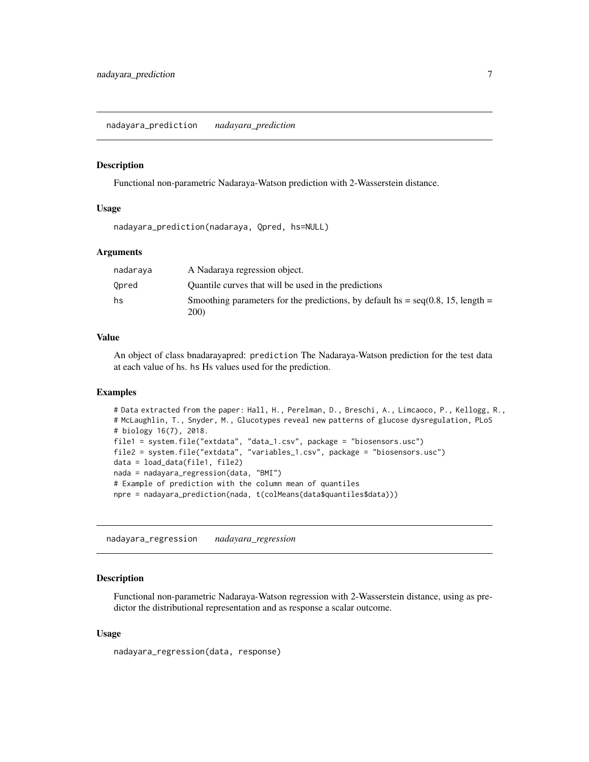## nadayara_prediction *nadayara_prediction*

### Description

Functional non-parametric Nadaraya-Watson prediction with 2-Wasserstein distance.

### Usage

```
nadayara_prediction(nadaraya, Qpred, hs=NULL)
```

### Arguments

| | |
|---|---|
| nadaraya | A Nadaraya regression object. |
| Qpred | Quantile curves that will be used in the predictions |
| hs | Smoothing parameters for the predictions, by default hs = seq(0.8, 15, length = 200) |

### Value

An object of class bnadarayapred: `prediction` The Nadaraya-Watson prediction for the test data at each value of hs. `hs` Hs values used for the prediction.

### Examples

```
# Data extracted from the paper: Hall, H., Perelman, D., Breschi, A., Limcaoco, P., Kellogg, R.,
# McLaughlin, T., Snyder, M., Glucotypes reveal new patterns of glucose dysregulation, PLoS
# biology 16(7), 2018.
file1 = system.file("extdata", "data_1.csv", package = "biosensors.usc")
file2 = system.file("extdata", "variables_1.csv", package = "biosensors.usc")
data = load_data(file1, file2)
nada = nadayara_regression(data, "BMI")
# Example of prediction with the column mean of quantiles
npre = nadayara_prediction(nada, t(colMeans(data$quantiles$data)))
```

## nadayara_regression *nadayara_regression*

### Description

Functional non-parametric Nadaraya-Watson regression with 2-Wasserstein distance, using as predictor the distributional representation and as response a scalar outcome.

### Usage

```
nadayara_regression(data, response)
```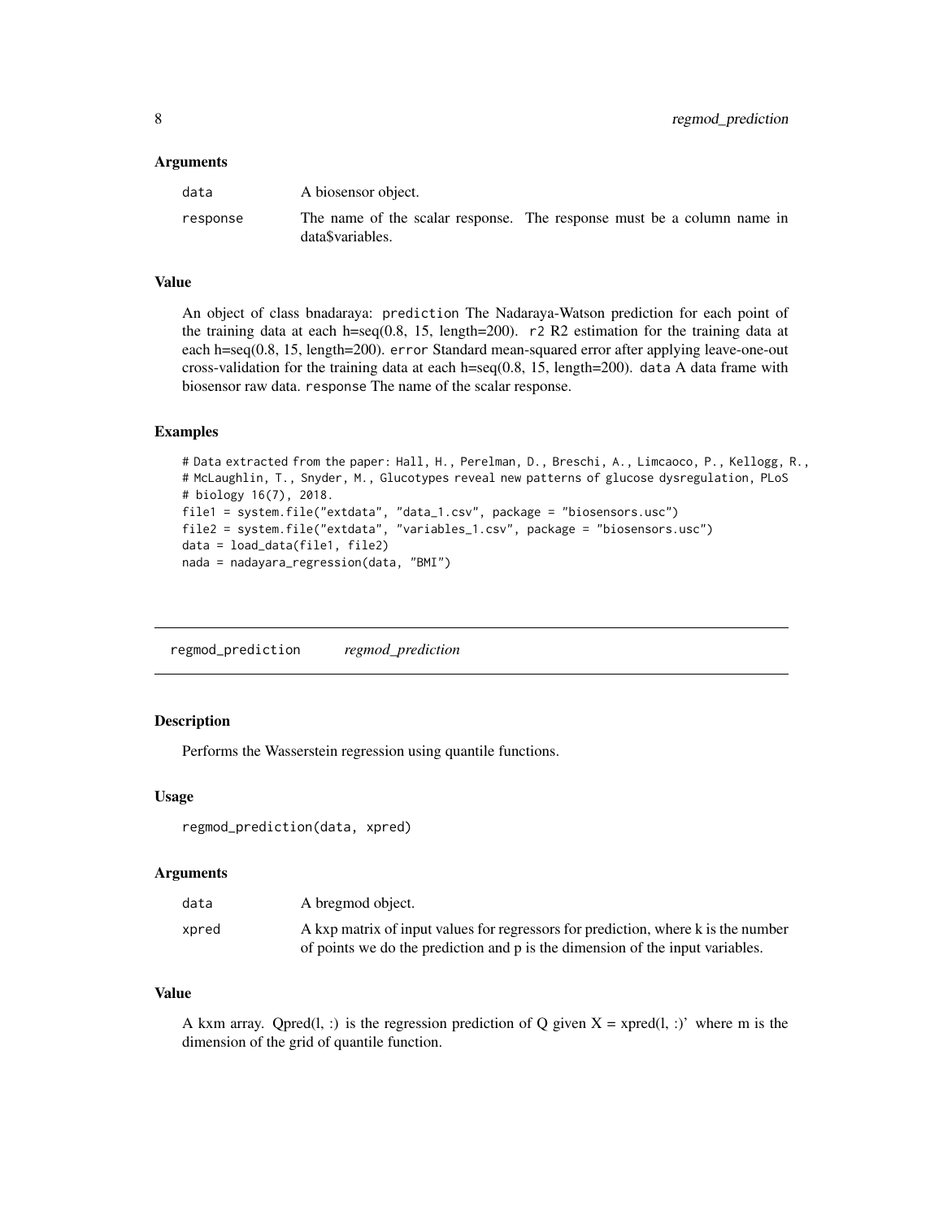#### Arguments

| | |
|---|---|
| data | A biosensor object. |
| response | The name of the scalar response. The response must be a column name in data$variables. |

#### Value

An object of class bnadaraya: `prediction` The Nadaraya-Watson prediction for each point of the training data at each h=seq(0.8, 15, length=200). `r2` R2 estimation for the training data at each h=seq(0.8, 15, length=200). `error` Standard mean-squared error after applying leave-one-out cross-validation for the training data at each h=seq(0.8, 15, length=200). `data` A data frame with biosensor raw data. `response` The name of the scalar response.

#### Examples

```
# Data extracted from the paper: Hall, H., Perelman, D., Breschi, A., Limcaoco, P., Kellogg, R.,
# McLaughlin, T., Snyder, M., Glucotypes reveal new patterns of glucose dysregulation, PLoS
# biology 16(7), 2018.
file1 = system.file("extdata", "data_1.csv", package = "biosensors.usc")
file2 = system.file("extdata", "variables_1.csv", package = "biosensors.usc")
data = load_data(file1, file2)
nada = nadayara_regression(data, "BMI")
```

---

## regmod_prediction *regmod_prediction*

#### Description

Performs the Wasserstein regression using quantile functions.

#### Usage

```
regmod_prediction(data, xpred)
```

#### Arguments

| | |
|---|---|
| data | A bregmod object. |
| xpred | A kxp matrix of input values for regressors for prediction, where k is the number of points we do the prediction and p is the dimension of the input variables. |

#### Value

A kxm array. Qpred(l, :) is the regression prediction of Q given X = xpred(l, :)' where m is the dimension of the grid of quantile function.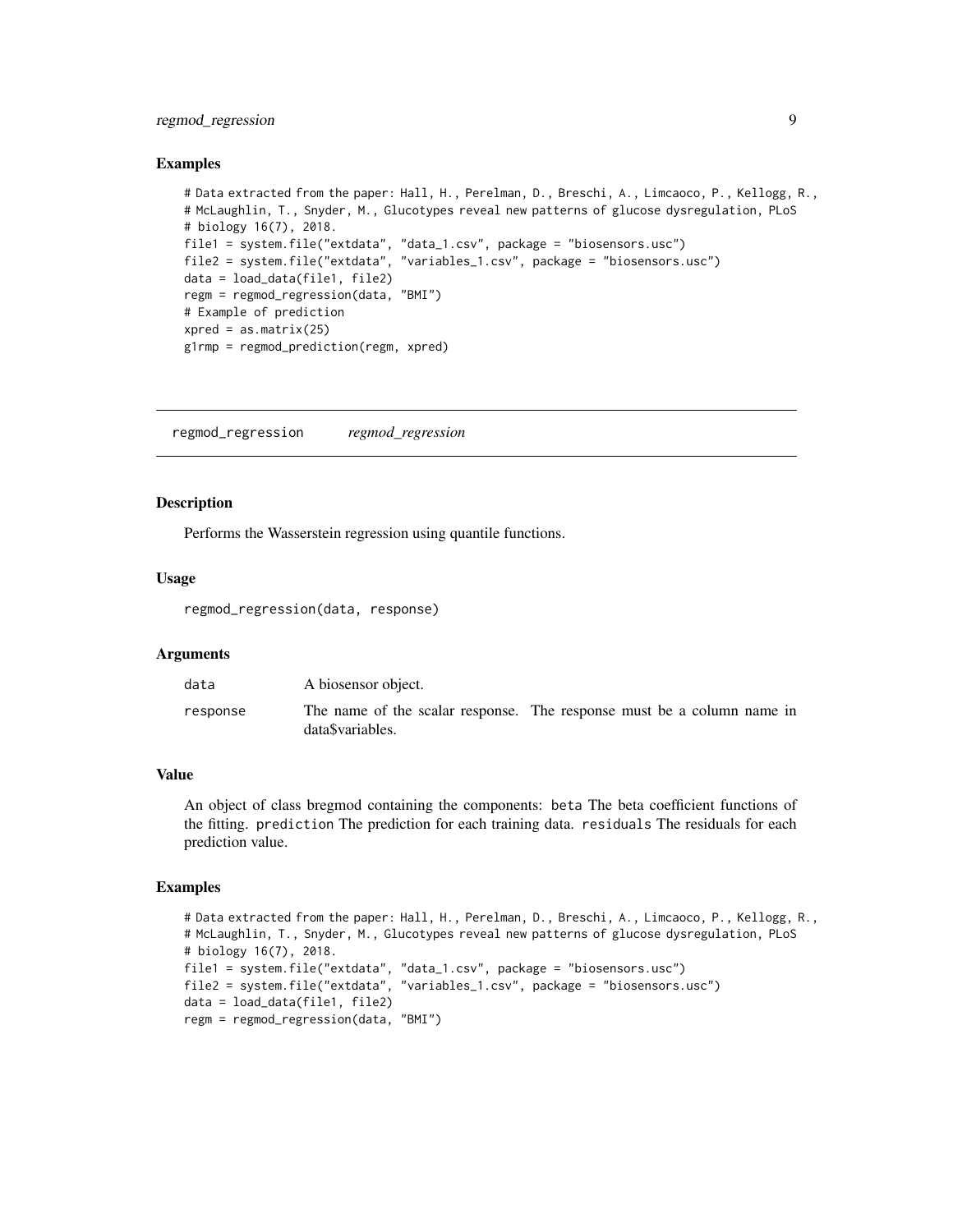### Examples

```
# Data extracted from the paper: Hall, H., Perelman, D., Breschi, A., Limcaoco, P., Kellogg, R.,
# McLaughlin, T., Snyder, M., Glucotypes reveal new patterns of glucose dysregulation, PLoS
# biology 16(7), 2018.
file1 = system.file("extdata", "data_1.csv", package = "biosensors.usc")
file2 = system.file("extdata", "variables_1.csv", package = "biosensors.usc")
data = load_data(file1, file2)
regm = regmod_regression(data, "BMI")
# Example of prediction
xpred = as.matrix(25)
g1rmp = regmod_prediction(regm, xpred)
```

---

## regmod_regression    *regmod_regression*

### Description

Performs the Wasserstein regression using quantile functions.

### Usage

```
regmod_regression(data, response)
```

### Arguments

| | |
|---|---|
| data | A biosensor object. |
| response | The name of the scalar response. The response must be a column name in data$variables. |

### Value

An object of class bregmod containing the components: beta The beta coefficient functions of the fitting. prediction The prediction for each training data. residuals The residuals for each prediction value.

### Examples

```
# Data extracted from the paper: Hall, H., Perelman, D., Breschi, A., Limcaoco, P., Kellogg, R.,
# McLaughlin, T., Snyder, M., Glucotypes reveal new patterns of glucose dysregulation, PLoS
# biology 16(7), 2018.
file1 = system.file("extdata", "data_1.csv", package = "biosensors.usc")
file2 = system.file("extdata", "variables_1.csv", package = "biosensors.usc")
data = load_data(file1, file2)
regm = regmod_regression(data, "BMI")
```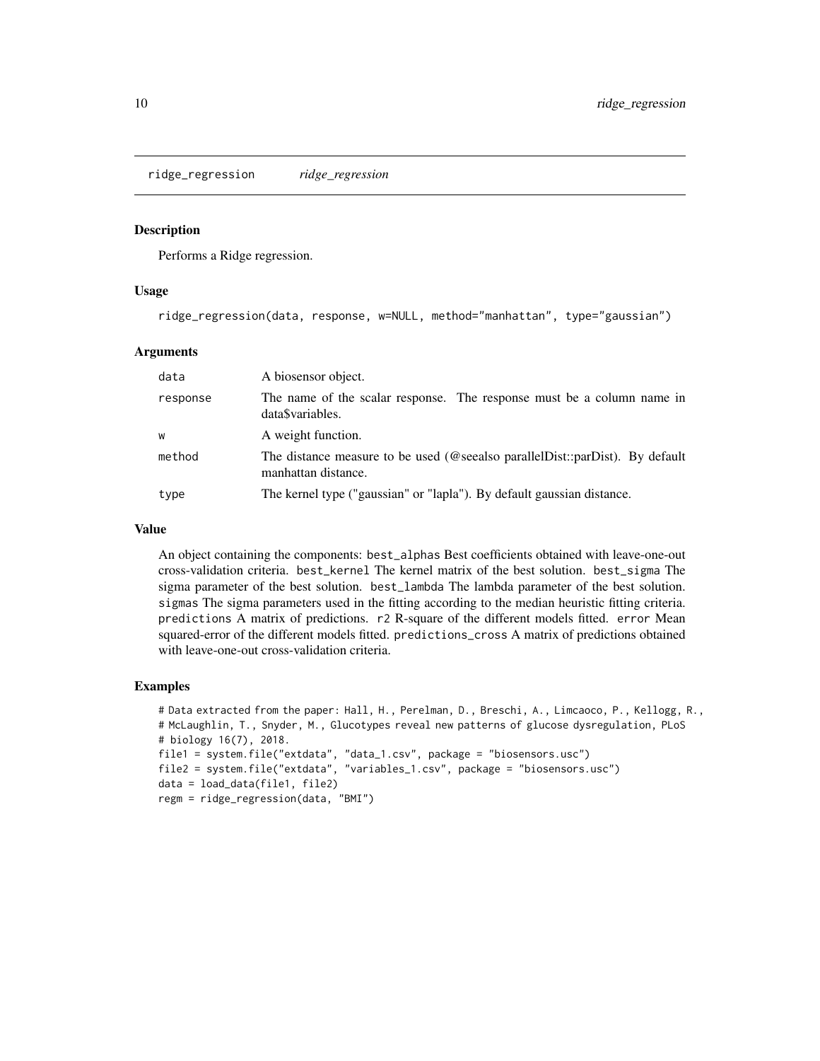# ridge_regression *ridge_regression*

## Description

Performs a Ridge regression.

## Usage

```
ridge_regression(data, response, w=NULL, method="manhattan", type="gaussian")
```

## Arguments

| | |
|---|---|
| data | A biosensor object. |
| response | The name of the scalar response. The response must be a column name in data$variables. |
| w | A weight function. |
| method | The distance measure to be used (@seealso parallelDist::parDist). By default manhattan distance. |
| type | The kernel type ("gaussian" or "lapla"). By default gaussian distance. |

## Value

An object containing the components: `best_alphas` Best coefficients obtained with leave-one-out cross-validation criteria. `best_kernel` The kernel matrix of the best solution. `best_sigma` The sigma parameter of the best solution. `best_lambda` The lambda parameter of the best solution. `sigmas` The sigma parameters used in the fitting according to the median heuristic fitting criteria. `predictions` A matrix of predictions. `r2` R-square of the different models fitted. `error` Mean squared-error of the different models fitted. `predictions_cross` A matrix of predictions obtained with leave-one-out cross-validation criteria.

## Examples

```
# Data extracted from the paper: Hall, H., Perelman, D., Breschi, A., Limcaoco, P., Kellogg, R.,
# McLaughlin, T., Snyder, M., Glucotypes reveal new patterns of glucose dysregulation, PLoS
# biology 16(7), 2018.
file1 = system.file("extdata", "data_1.csv", package = "biosensors.usc")
file2 = system.file("extdata", "variables_1.csv", package = "biosensors.usc")
data = load_data(file1, file2)
regm = ridge_regression(data, "BMI")
```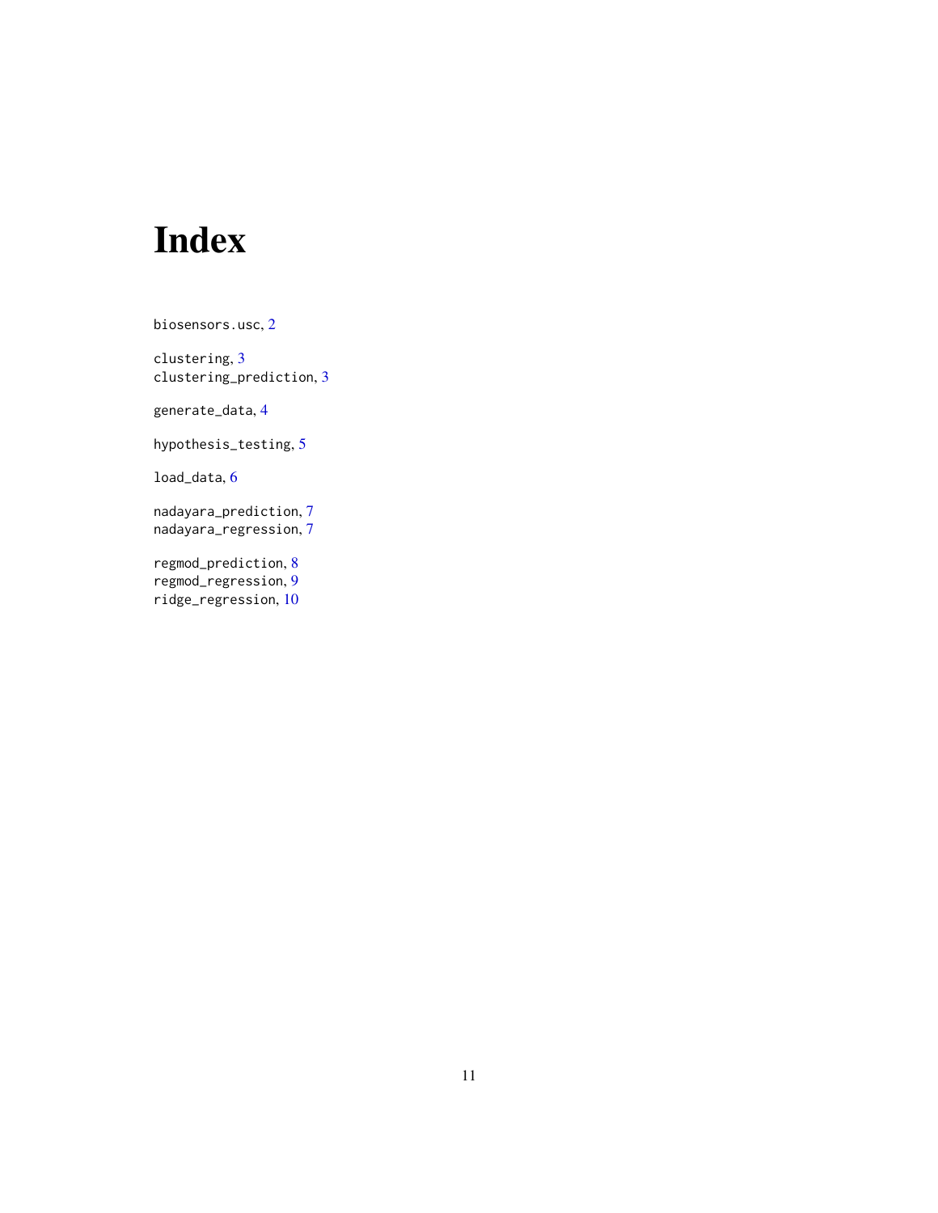# Index

biosensors.usc, 2

clustering, 3
clustering_prediction, 3

generate_data, 4

hypothesis_testing, 5

load_data, 6

nadayara_prediction, 7
nadayara_regression, 7

regmod_prediction, 8
regmod_regression, 9
ridge_regression, 10